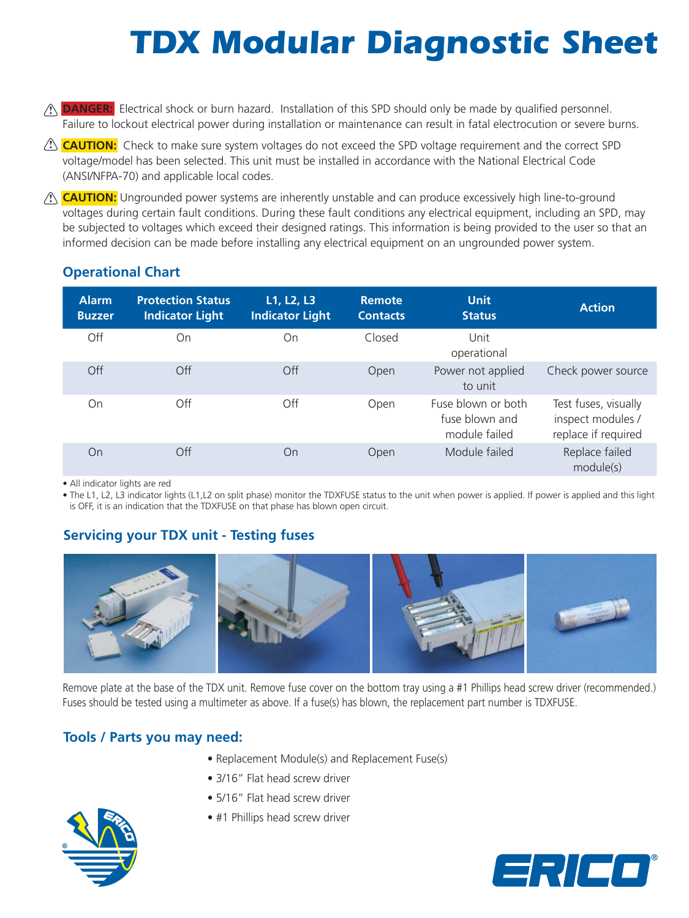# TDX Modular Diagnostic Sheet

⚠ **DANGER:** Electrical shock or burn hazard. Installation of this SPD should only be made by qualified personnel. Failure to lockout electrical power during installation or maintenance can result in fatal electrocution or severe burns.

⚠ **CAUTION:** Check to make sure system voltages do not exceed the SPD voltage requirement and the correct SPD voltage/model has been selected. This unit must be installed in accordance with the National Electrical Code (ANSI/NFPA-70) and applicable local codes.

⚠ **CAUTION:** Ungrounded power systems are inherently unstable and can produce excessively high line-to-ground voltages during certain fault conditions. During these fault conditions any electrical equipment, including an SPD, may be subjected to voltages which exceed their designed ratings. This information is being provided to the user so that an informed decision can be made before installing any electrical equipment on an ungrounded power system.

## Operational Chart

| Alarm Buzzer | Protection Status Indicator Light | L1, L2, L3 Indicator Light | Remote Contacts | Unit Status | Action |
|---|---|---|---|---|---|
| Off | On | On | Closed | Unit operational | |
| Off | Off | Off | Open | Power not applied to unit | Check power source |
| On | Off | Off | Open | Fuse blown or both fuse blown and module failed | Test fuses, visually inspect modules / replace if required |
| On | Off | On | Open | Module failed | Replace failed module(s) |

- All indicator lights are red
- The L1, L2, L3 indicator lights (L1,L2 on split phase) monitor the TDXFUSE status to the unit when power is applied. If power is applied and this light is OFF, it is an indication that the TDXFUSE on that phase has blown open circuit.

## Servicing your TDX unit - Testing fuses

Remove plate at the base of the TDX unit. Remove fuse cover on the bottom tray using a #1 Phillips head screw driver (recommended.) Fuses should be tested using a multimeter as above. If a fuse(s) has blown, the replacement part number is TDXFUSE.

## Tools / Parts you may need:

- Replacement Module(s) and Replacement Fuse(s)
- 3/16" Flat head screw driver
- 5/16" Flat head screw driver
- #1 Phillips head screw driver

ERICO®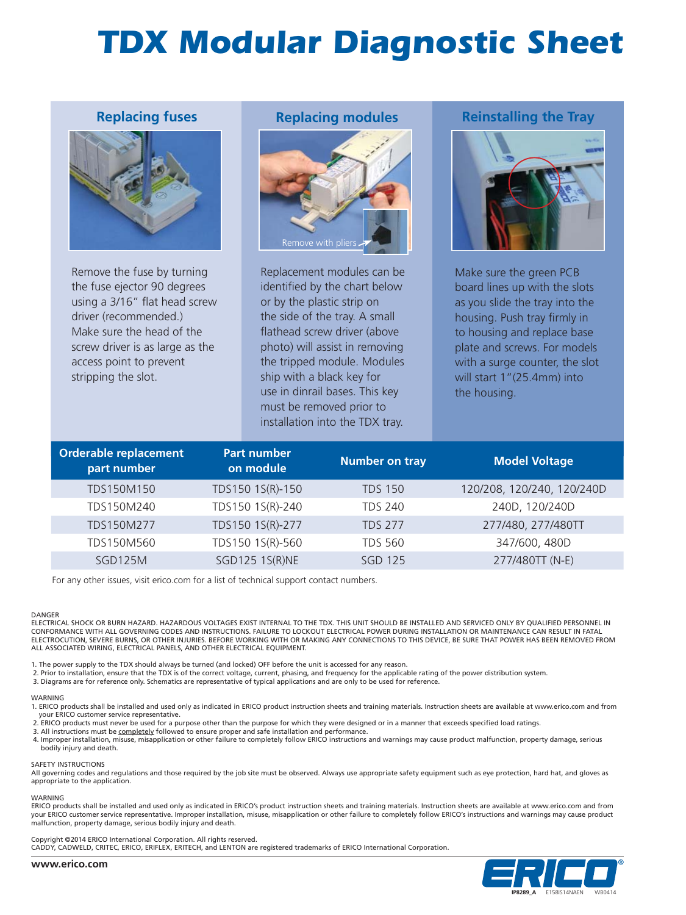# TDX Modular Diagnostic Sheet

## Replacing fuses

Remove the fuse by turning the fuse ejector 90 degrees using a 3/16" flat head screw driver (recommended.) Make sure the head of the screw driver is as large as the access point to prevent stripping the slot.

## Replacing modules

Remove with pliers

Replacement modules can be identified by the chart below or by the plastic strip on the side of the tray. A small flathead screw driver (above photo) will assist in removing the tripped module. Modules ship with a black key for use in dinrail bases. This key must be removed prior to installation into the TDX tray.

## Reinstalling the Tray

Make sure the green PCB board lines up with the slots as you slide the tray into the housing. Push tray firmly in to housing and replace base plate and screws. For models with a surge counter, the slot will start 1"(25.4mm) into the housing.

| Orderable replacement part number | Part number on module | Number on tray | Model Voltage |
|---|---|---|---|
| TDS150M150 | TDS150 1S(R)-150 | TDS 150 | 120/208, 120/240, 120/240D |
| TDS150M240 | TDS150 1S(R)-240 | TDS 240 | 240D, 120/240D |
| TDS150M277 | TDS150 1S(R)-277 | TDS 277 | 277/480, 277/480TT |
| TDS150M560 | TDS150 1S(R)-560 | TDS 560 | 347/600, 480D |
| SGD125M | SGD125 1S(R)NE | SGD 125 | 277/480TT (N-E) |

For any other issues, visit erico.com for a list of technical support contact numbers.

DANGER
ELECTRICAL SHOCK OR BURN HAZARD. HAZARDOUS VOLTAGES EXIST INTERNAL TO THE TDX. THIS UNIT SHOULD BE INSTALLED AND SERVICED ONLY BY QUALIFIED PERSONNEL IN CONFORMANCE WITH ALL GOVERNING CODES AND INSTRUCTIONS. FAILURE TO LOCKOUT ELECTRICAL POWER DURING INSTALLATION OR MAINTENANCE CAN RESULT IN FATAL ELECTROCUTION, SEVERE BURNS, OR OTHER INJURIES. BEFORE WORKING WITH OR MAKING ANY CONNECTIONS TO THIS DEVICE, BE SURE THAT POWER HAS BEEN REMOVED FROM ALL ASSOCIATED WIRING, ELECTRICAL PANELS, AND OTHER ELECTRICAL EQUIPMENT.

1. The power supply to the TDX should always be turned (and locked) OFF before the unit is accessed for any reason.
2. Prior to installation, ensure that the TDX is of the correct voltage, current, phasing, and frequency for the applicable rating of the power distribution system.
3. Diagrams are for reference only. Schematics are representative of typical applications and are only to be used for reference.

WARNING
1. ERICO products shall be installed and used only as indicated in ERICO product instruction sheets and training materials. Instruction sheets are available at www.erico.com and from your ERICO customer service representative.
2. ERICO products must never be used for a purpose other than the purpose for which they were designed or in a manner that exceeds specified load ratings.
3. All instructions must be completely followed to ensure proper and safe installation and performance.
4. Improper installation, misuse, misapplication or other failure to completely follow ERICO instructions and warnings may cause product malfunction, property damage, serious bodily injury and death.

SAFETY INSTRUCTIONS
All governing codes and regulations and those required by the job site must be observed. Always use appropriate safety equipment such as eye protection, hard hat, and gloves as appropriate to the application.

WARNING
ERICO products shall be installed and used only as indicated in ERICO's product instruction sheets and training materials. Instruction sheets are available at www.erico.com and from your ERICO customer service representative. Improper installation, misuse, misapplication or other failure to completely follow ERICO's instructions and warnings may cause product malfunction, property damage, serious bodily injury and death.

Copyright ©2014 ERICO International Corporation. All rights reserved.
CADDY, CADWELD, CRITEC, ERICO, ERIFLEX, ERITECH, and LENTON are registered trademarks of ERICO International Corporation.

www.erico.com

ERICO®

IP8289_A E158IS14NAEN WB0414